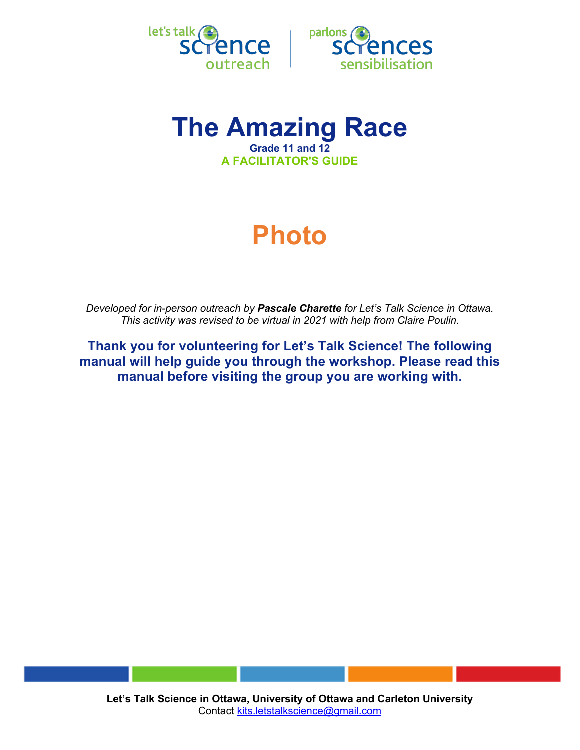let's talk science outreach | parlons sciences sensibilisation

# The Amazing Race

**Grade 11 and 12**

**A FACILITATOR'S GUIDE**

## Photo

*Developed for in-person outreach by **Pascale Charette** for Let's Talk Science in Ottawa. This activity was revised to be virtual in 2021 with help from Claire Poulin.*

**Thank you for volunteering for Let's Talk Science! The following manual will help guide you through the workshop. Please read this manual before visiting the group you are working with.**

**Let's Talk Science in Ottawa, University of Ottawa and Carleton University**

Contact kits.letstalkscience@gmail.com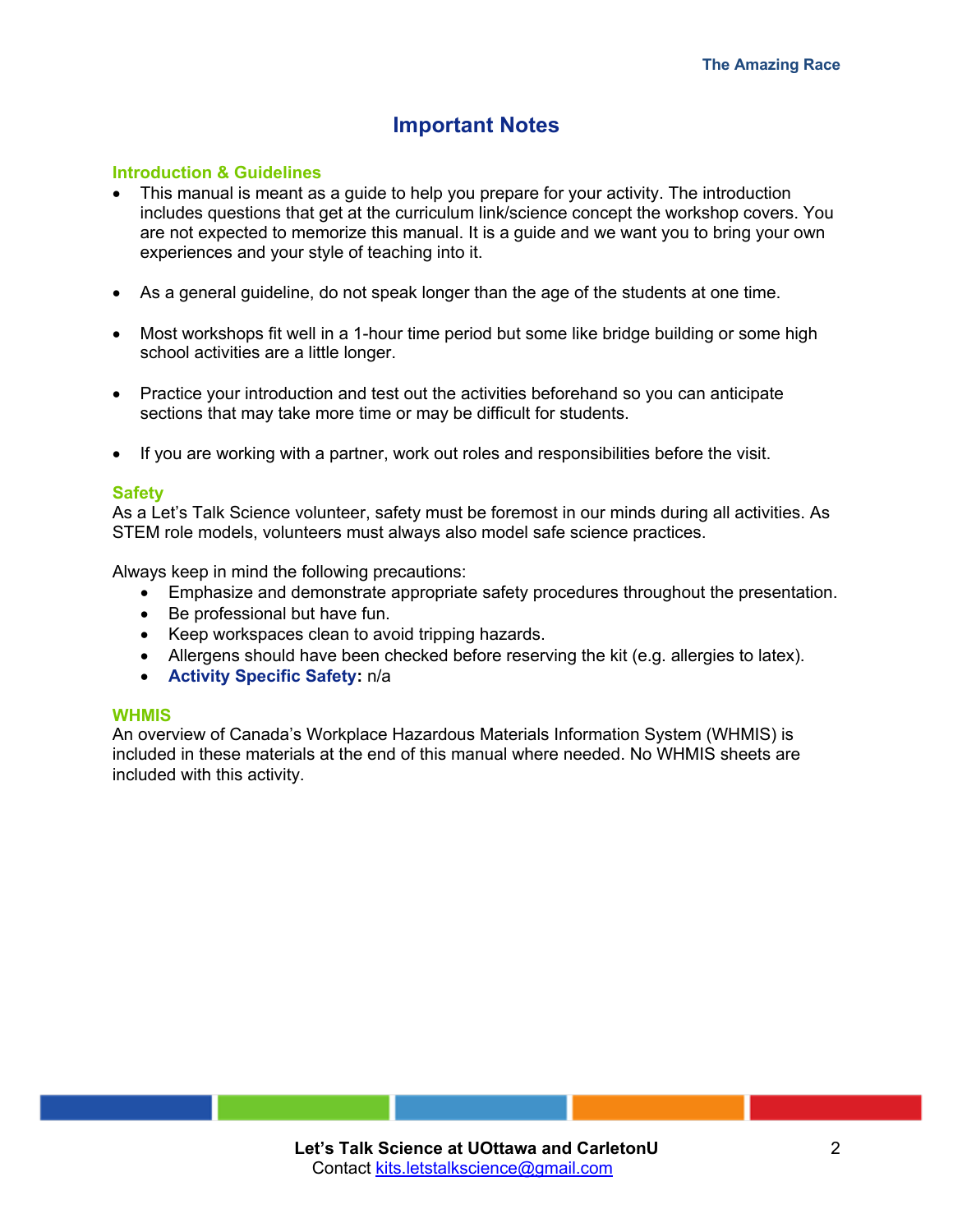# Important Notes

### Introduction & Guidelines

- This manual is meant as a guide to help you prepare for your activity. The introduction includes questions that get at the curriculum link/science concept the workshop covers. You are not expected to memorize this manual. It is a guide and we want you to bring your own experiences and your style of teaching into it.

- As a general guideline, do not speak longer than the age of the students at one time.

- Most workshops fit well in a 1-hour time period but some like bridge building or some high school activities are a little longer.

- Practice your introduction and test out the activities beforehand so you can anticipate sections that may take more time or may be difficult for students.

- If you are working with a partner, work out roles and responsibilities before the visit.

### Safety

As a Let's Talk Science volunteer, safety must be foremost in our minds during all activities. As STEM role models, volunteers must always also model safe science practices.

Always keep in mind the following precautions:

- Emphasize and demonstrate appropriate safety procedures throughout the presentation.
- Be professional but have fun.
- Keep workspaces clean to avoid tripping hazards.
- Allergens should have been checked before reserving the kit (e.g. allergies to latex).
- **Activity Specific Safety:** n/a

### WHMIS

An overview of Canada's Workplace Hazardous Materials Information System (WHMIS) is included in these materials at the end of this manual where needed. No WHMIS sheets are included with this activity.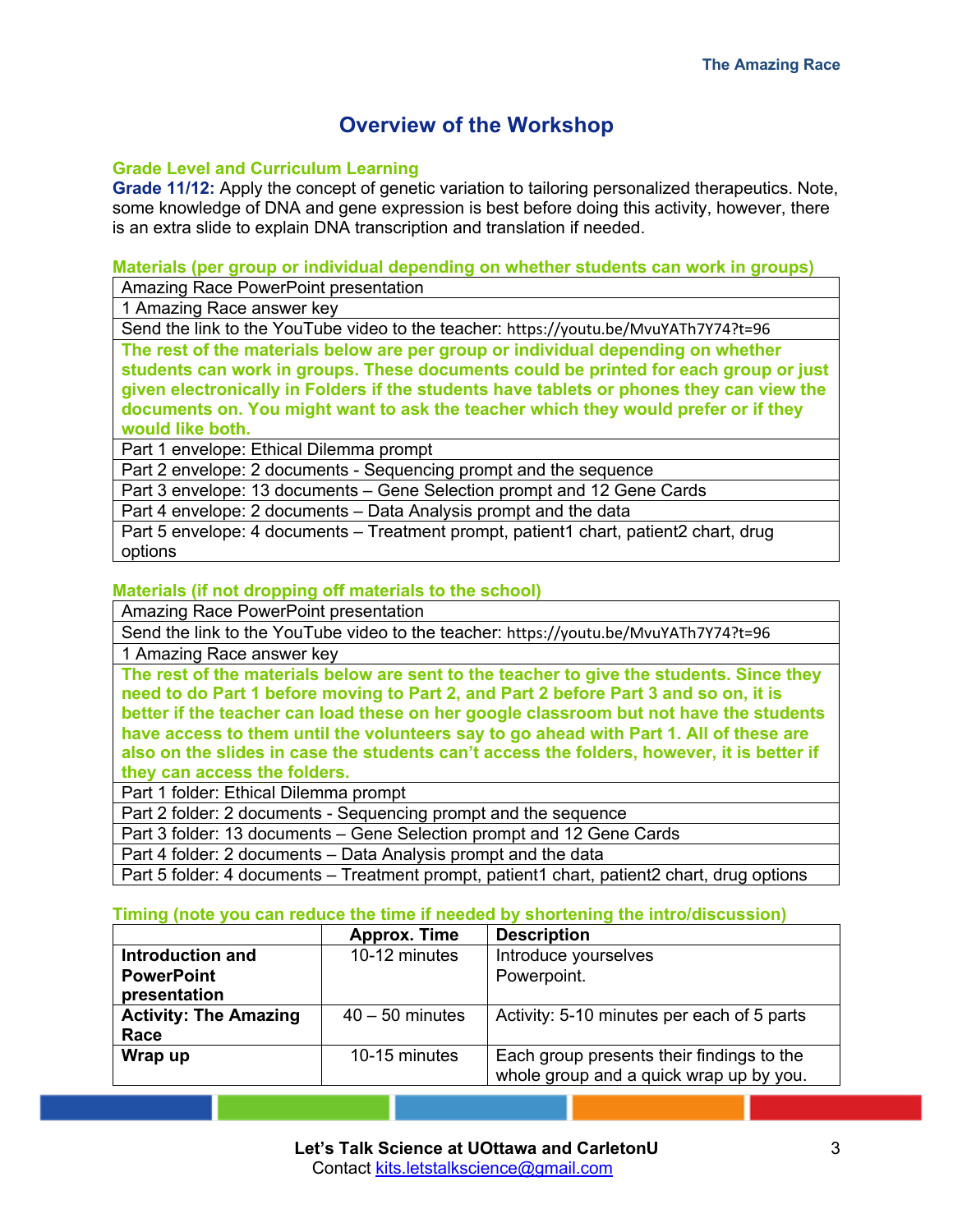# Overview of the Workshop

### Grade Level and Curriculum Learning

**Grade 11/12:** Apply the concept of genetic variation to tailoring personalized therapeutics. Note, some knowledge of DNA and gene expression is best before doing this activity, however, there is an extra slide to explain DNA transcription and translation if needed.

### Materials (per group or individual depending on whether students can work in groups)

| |
|---|
| Amazing Race PowerPoint presentation |
| 1 Amazing Race answer key |
| Send the link to the YouTube video to the teacher: https://youtu.be/MvuYATh7Y74?t=96 |
| **The rest of the materials below are per group or individual depending on whether students can work in groups. These documents could be printed for each group or just given electronically in Folders if the students have tablets or phones they can view the documents on. You might want to ask the teacher which they would prefer or if they would like both.** |
| Part 1 envelope: Ethical Dilemma prompt |
| Part 2 envelope: 2 documents - Sequencing prompt and the sequence |
| Part 3 envelope: 13 documents – Gene Selection prompt and 12 Gene Cards |
| Part 4 envelope: 2 documents – Data Analysis prompt and the data |
| Part 5 envelope: 4 documents – Treatment prompt, patient1 chart, patient2 chart, drug options |

### Materials (if not dropping off materials to the school)

| |
|---|
| Amazing Race PowerPoint presentation |
| Send the link to the YouTube video to the teacher: https://youtu.be/MvuYATh7Y74?t=96 |
| 1 Amazing Race answer key |
| **The rest of the materials below are sent to the teacher to give the students. Since they need to do Part 1 before moving to Part 2, and Part 2 before Part 3 and so on, it is better if the teacher can load these on her google classroom but not have the students have access to them until the volunteers say to go ahead with Part 1. All of these are also on the slides in case the students can't access the folders, however, it is better if they can access the folders.** |
| Part 1 folder: Ethical Dilemma prompt |
| Part 2 folder: 2 documents - Sequencing prompt and the sequence |
| Part 3 folder: 13 documents – Gene Selection prompt and 12 Gene Cards |
| Part 4 folder: 2 documents – Data Analysis prompt and the data |
| Part 5 folder: 4 documents – Treatment prompt, patient1 chart, patient2 chart, drug options |

### Timing (note you can reduce the time if needed by shortening the intro/discussion)

| | Approx. Time | Description |
|---|---|---|
| **Introduction and PowerPoint presentation** | 10-12 minutes | Introduce yourselves<br>Powerpoint. |
| **Activity: The Amazing Race** | 40 – 50 minutes | Activity: 5-10 minutes per each of 5 parts |
| **Wrap up** | 10-15 minutes | Each group presents their findings to the whole group and a quick wrap up by you. |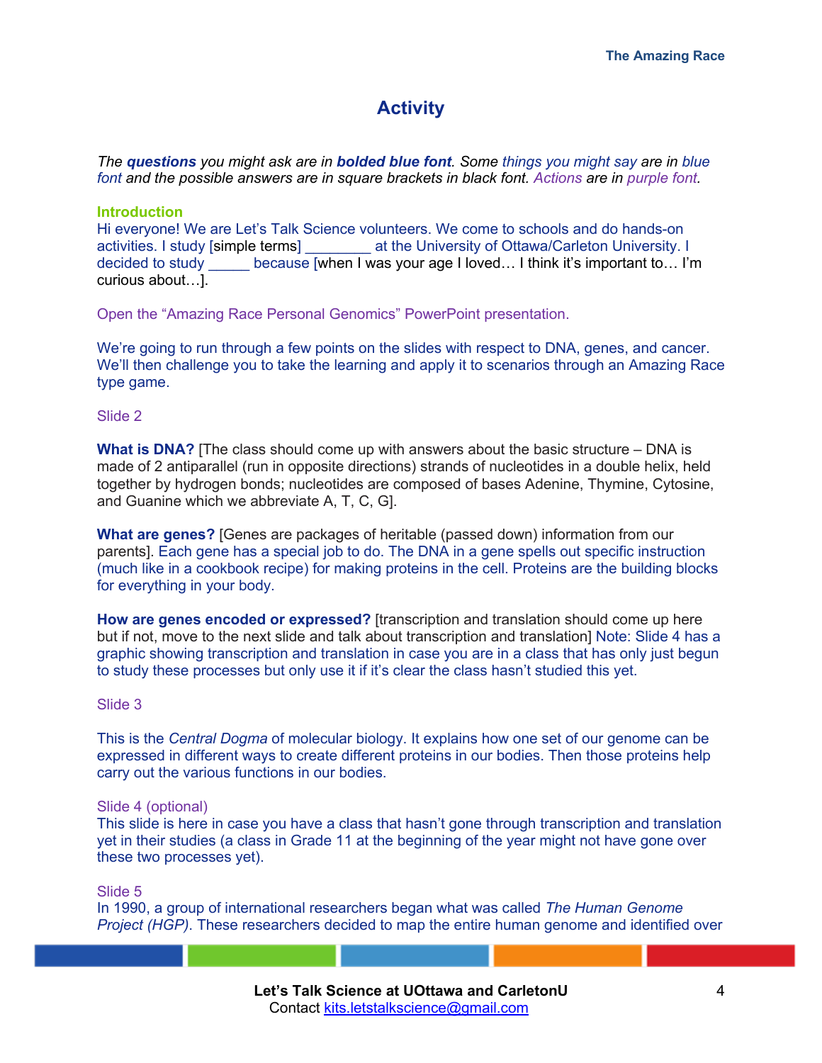# Activity

*The **questions** you might ask are in **bolded blue font**. Some things you might say are in blue font and the possible answers are in square brackets in black font. Actions are in purple font.*

### Introduction

Hi everyone! We are Let's Talk Science volunteers. We come to schools and do hands-on activities. I study [simple terms] ________ at the University of Ottawa/Carleton University. I decided to study _____ because [when I was your age I loved… I think it's important to… I'm curious about…].

Open the "Amazing Race Personal Genomics" PowerPoint presentation.

We're going to run through a few points on the slides with respect to DNA, genes, and cancer. We'll then challenge you to take the learning and apply it to scenarios through an Amazing Race type game.

Slide 2

**What is DNA?** [The class should come up with answers about the basic structure – DNA is made of 2 antiparallel (run in opposite directions) strands of nucleotides in a double helix, held together by hydrogen bonds; nucleotides are composed of bases Adenine, Thymine, Cytosine, and Guanine which we abbreviate A, T, C, G].

**What are genes?** [Genes are packages of heritable (passed down) information from our parents]. Each gene has a special job to do. The DNA in a gene spells out specific instruction (much like in a cookbook recipe) for making proteins in the cell. Proteins are the building blocks for everything in your body.

**How are genes encoded or expressed?** [transcription and translation should come up here but if not, move to the next slide and talk about transcription and translation] Note: Slide 4 has a graphic showing transcription and translation in case you are in a class that has only just begun to study these processes but only use it if it's clear the class hasn't studied this yet.

Slide 3

This is the *Central Dogma* of molecular biology. It explains how one set of our genome can be expressed in different ways to create different proteins in our bodies. Then those proteins help carry out the various functions in our bodies.

Slide 4 (optional)

This slide is here in case you have a class that hasn't gone through transcription and translation yet in their studies (a class in Grade 11 at the beginning of the year might not have gone over these two processes yet).

Slide 5

In 1990, a group of international researchers began what was called *The Human Genome Project (HGP)*. These researchers decided to map the entire human genome and identified over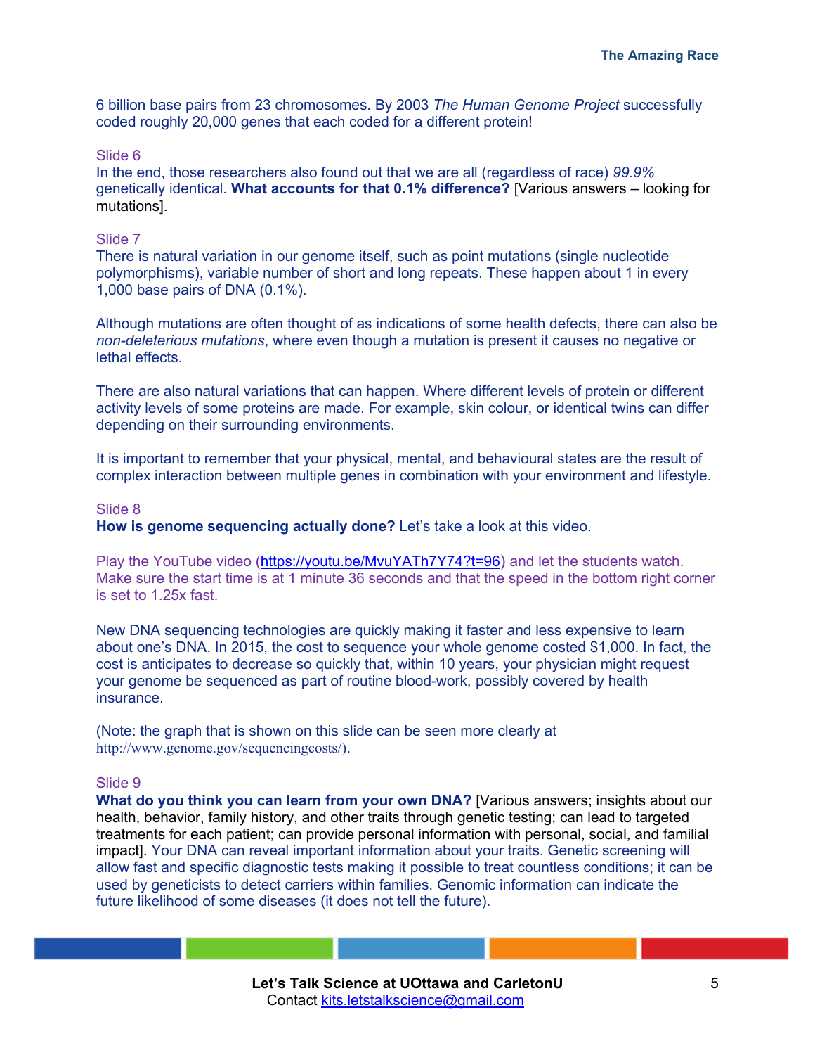6 billion base pairs from 23 chromosomes. By 2003 *The Human Genome Project* successfully coded roughly 20,000 genes that each coded for a different protein!

Slide 6
In the end, those researchers also found out that we are all (regardless of race) *99.9%* genetically identical. **What accounts for that 0.1% difference?** [Various answers – looking for mutations].

Slide 7
There is natural variation in our genome itself, such as point mutations (single nucleotide polymorphisms), variable number of short and long repeats. These happen about 1 in every 1,000 base pairs of DNA (0.1%).

Although mutations are often thought of as indications of some health defects, there can also be *non-deleterious mutations*, where even though a mutation is present it causes no negative or lethal effects.

There are also natural variations that can happen. Where different levels of protein or different activity levels of some proteins are made. For example, skin colour, or identical twins can differ depending on their surrounding environments.

It is important to remember that your physical, mental, and behavioural states are the result of complex interaction between multiple genes in combination with your environment and lifestyle.

Slide 8
**How is genome sequencing actually done?** Let's take a look at this video.

Play the YouTube video (https://youtu.be/MvuYATh7Y74?t=96) and let the students watch. Make sure the start time is at 1 minute 36 seconds and that the speed in the bottom right corner is set to 1.25x fast.

New DNA sequencing technologies are quickly making it faster and less expensive to learn about one's DNA. In 2015, the cost to sequence your whole genome costed $1,000. In fact, the cost is anticipates to decrease so quickly that, within 10 years, your physician might request your genome be sequenced as part of routine blood-work, possibly covered by health insurance.

(Note: the graph that is shown on this slide can be seen more clearly at http://www.genome.gov/sequencingcosts/).

Slide 9
**What do you think you can learn from your own DNA?** [Various answers; insights about our health, behavior, family history, and other traits through genetic testing; can lead to targeted treatments for each patient; can provide personal information with personal, social, and familial impact]. Your DNA can reveal important information about your traits. Genetic screening will allow fast and specific diagnostic tests making it possible to treat countless conditions; it can be used by geneticists to detect carriers within families. Genomic information can indicate the future likelihood of some diseases (it does not tell the future).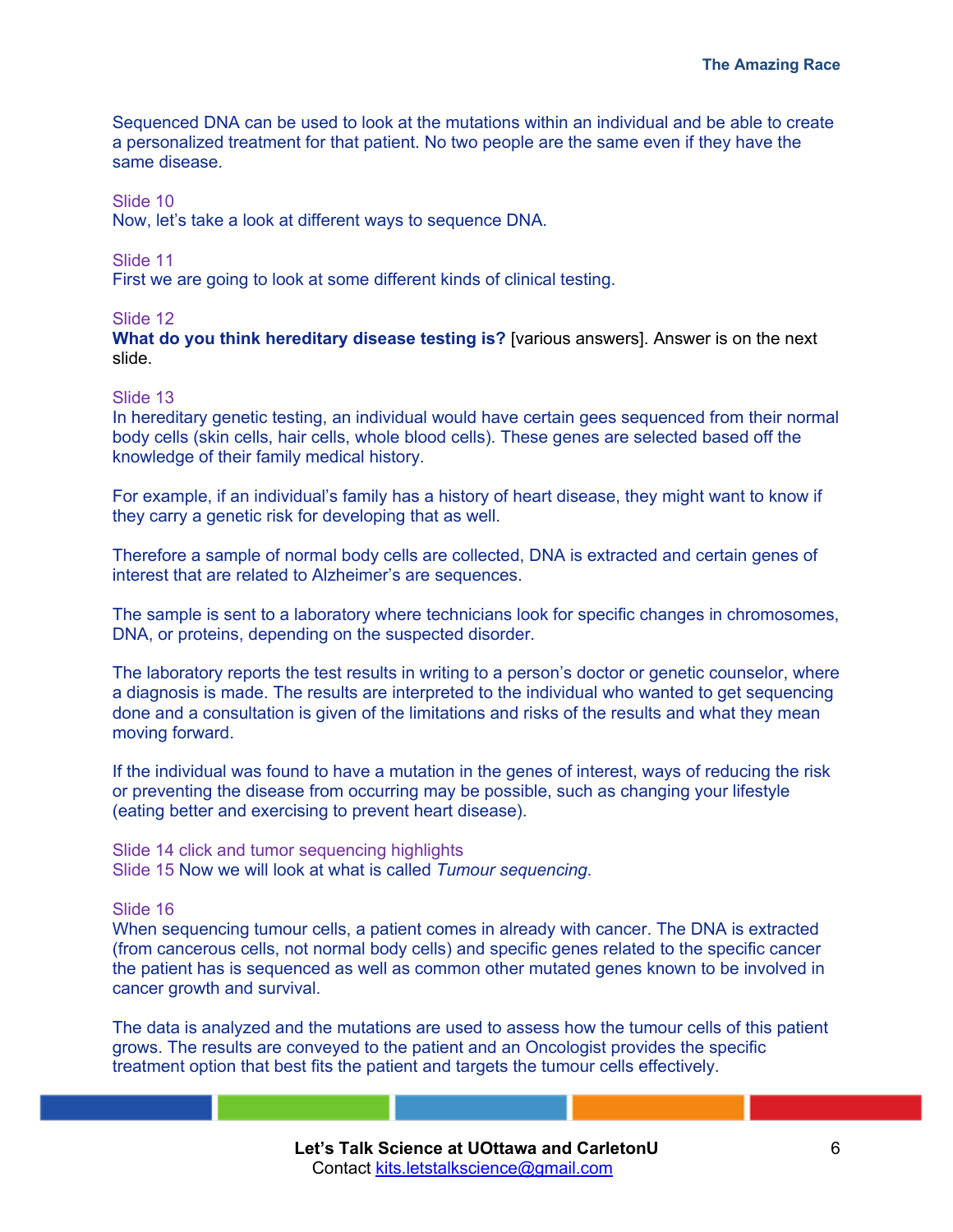Sequenced DNA can be used to look at the mutations within an individual and be able to create a personalized treatment for that patient. No two people are the same even if they have the same disease.

Slide 10
Now, let's take a look at different ways to sequence DNA.

Slide 11
First we are going to look at some different kinds of clinical testing.

Slide 12
**What do you think hereditary disease testing is?** [various answers]. Answer is on the next slide.

Slide 13
In hereditary genetic testing, an individual would have certain gees sequenced from their normal body cells (skin cells, hair cells, whole blood cells). These genes are selected based off the knowledge of their family medical history.

For example, if an individual's family has a history of heart disease, they might want to know if they carry a genetic risk for developing that as well.

Therefore a sample of normal body cells are collected, DNA is extracted and certain genes of interest that are related to Alzheimer's are sequences.

The sample is sent to a laboratory where technicians look for specific changes in chromosomes, DNA, or proteins, depending on the suspected disorder.

The laboratory reports the test results in writing to a person's doctor or genetic counselor, where a diagnosis is made. The results are interpreted to the individual who wanted to get sequencing done and a consultation is given of the limitations and risks of the results and what they mean moving forward.

If the individual was found to have a mutation in the genes of interest, ways of reducing the risk or preventing the disease from occurring may be possible, such as changing your lifestyle (eating better and exercising to prevent heart disease).

Slide 14 click and tumor sequencing highlights
Slide 15 Now we will look at what is called *Tumour sequencing*.

Slide 16
When sequencing tumour cells, a patient comes in already with cancer. The DNA is extracted (from cancerous cells, not normal body cells) and specific genes related to the specific cancer the patient has is sequenced as well as common other mutated genes known to be involved in cancer growth and survival.

The data is analyzed and the mutations are used to assess how the tumour cells of this patient grows. The results are conveyed to the patient and an Oncologist provides the specific treatment option that best fits the patient and targets the tumour cells effectively.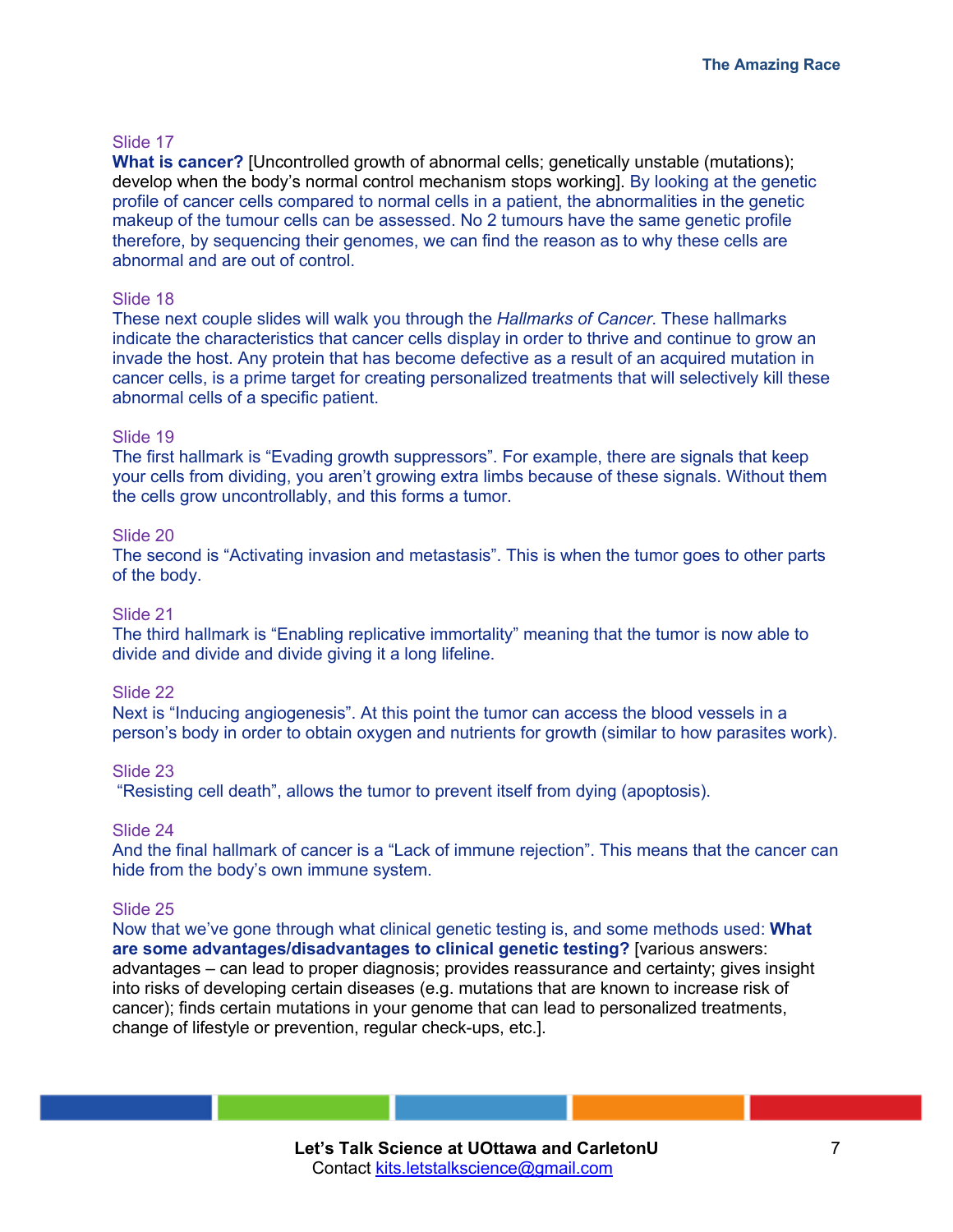Slide 17

**What is cancer?** [Uncontrolled growth of abnormal cells; genetically unstable (mutations); develop when the body's normal control mechanism stops working]. By looking at the genetic profile of cancer cells compared to normal cells in a patient, the abnormalities in the genetic makeup of the tumour cells can be assessed. No 2 tumours have the same genetic profile therefore, by sequencing their genomes, we can find the reason as to why these cells are abnormal and are out of control.

Slide 18

These next couple slides will walk you through the *Hallmarks of Cancer*. These hallmarks indicate the characteristics that cancer cells display in order to thrive and continue to grow an invade the host. Any protein that has become defective as a result of an acquired mutation in cancer cells, is a prime target for creating personalized treatments that will selectively kill these abnormal cells of a specific patient.

Slide 19

The first hallmark is "Evading growth suppressors". For example, there are signals that keep your cells from dividing, you aren't growing extra limbs because of these signals. Without them the cells grow uncontrollably, and this forms a tumor.

Slide 20

The second is "Activating invasion and metastasis". This is when the tumor goes to other parts of the body.

Slide 21

The third hallmark is "Enabling replicative immortality" meaning that the tumor is now able to divide and divide and divide giving it a long lifeline.

Slide 22

Next is "Inducing angiogenesis". At this point the tumor can access the blood vessels in a person's body in order to obtain oxygen and nutrients for growth (similar to how parasites work).

Slide 23

"Resisting cell death", allows the tumor to prevent itself from dying (apoptosis).

Slide 24

And the final hallmark of cancer is a "Lack of immune rejection". This means that the cancer can hide from the body's own immune system.

Slide 25

Now that we've gone through what clinical genetic testing is, and some methods used: **What are some advantages/disadvantages to clinical genetic testing?** [various answers: advantages – can lead to proper diagnosis; provides reassurance and certainty; gives insight into risks of developing certain diseases (e.g. mutations that are known to increase risk of cancer); finds certain mutations in your genome that can lead to personalized treatments, change of lifestyle or prevention, regular check-ups, etc.].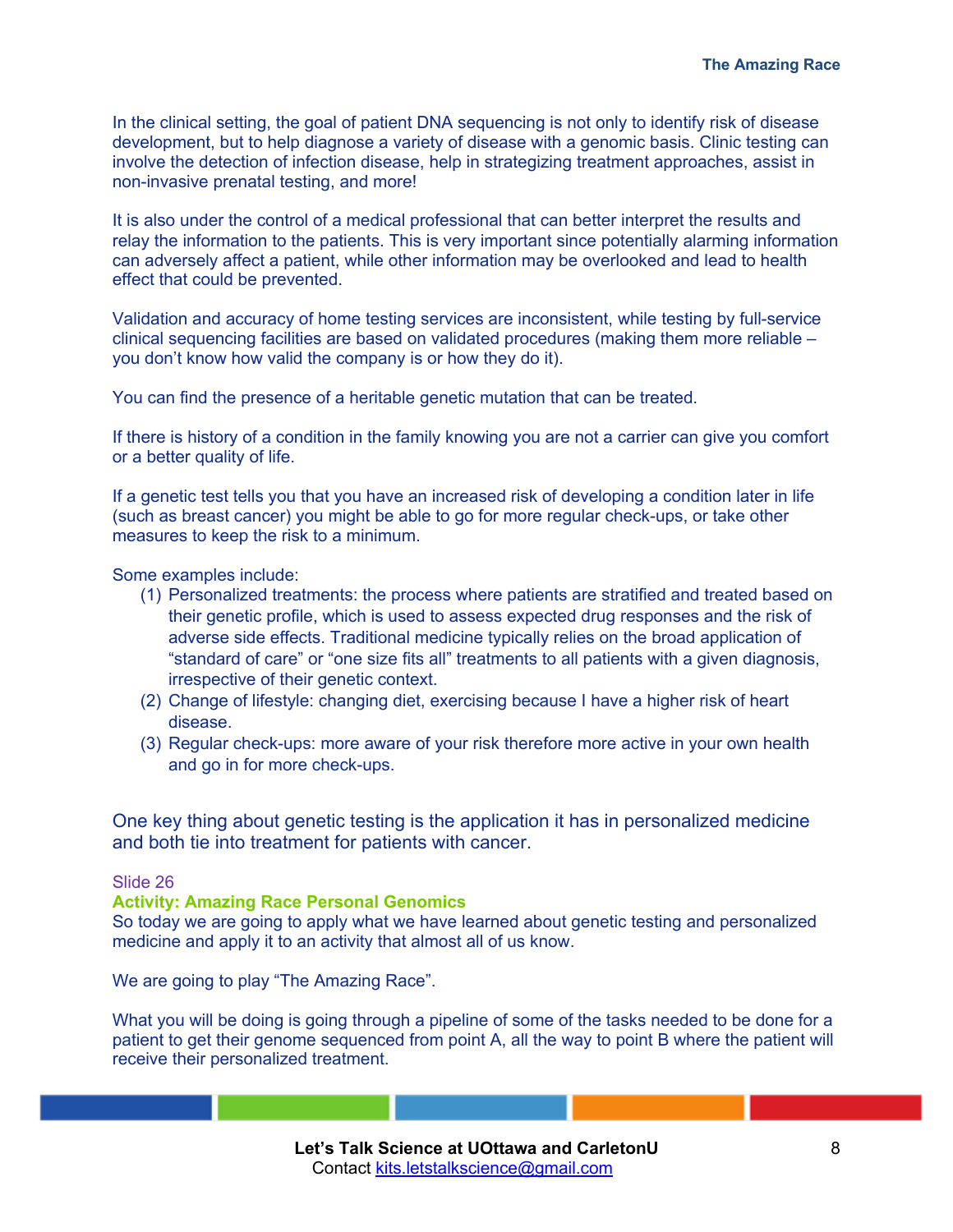In the clinical setting, the goal of patient DNA sequencing is not only to identify risk of disease development, but to help diagnose a variety of disease with a genomic basis. Clinic testing can involve the detection of infection disease, help in strategizing treatment approaches, assist in non-invasive prenatal testing, and more!

It is also under the control of a medical professional that can better interpret the results and relay the information to the patients. This is very important since potentially alarming information can adversely affect a patient, while other information may be overlooked and lead to health effect that could be prevented.

Validation and accuracy of home testing services are inconsistent, while testing by full-service clinical sequencing facilities are based on validated procedures (making them more reliable – you don't know how valid the company is or how they do it).

You can find the presence of a heritable genetic mutation that can be treated.

If there is history of a condition in the family knowing you are not a carrier can give you comfort or a better quality of life.

If a genetic test tells you that you have an increased risk of developing a condition later in life (such as breast cancer) you might be able to go for more regular check-ups, or take other measures to keep the risk to a minimum.

Some examples include:

1. Personalized treatments: the process where patients are stratified and treated based on their genetic profile, which is used to assess expected drug responses and the risk of adverse side effects. Traditional medicine typically relies on the broad application of "standard of care" or "one size fits all" treatments to all patients with a given diagnosis, irrespective of their genetic context.
2. Change of lifestyle: changing diet, exercising because I have a higher risk of heart disease.
3. Regular check-ups: more aware of your risk therefore more active in your own health and go in for more check-ups.

One key thing about genetic testing is the application it has in personalized medicine and both tie into treatment for patients with cancer.

Slide 26

**Activity: Amazing Race Personal Genomics**

So today we are going to apply what we have learned about genetic testing and personalized medicine and apply it to an activity that almost all of us know.

We are going to play "The Amazing Race".

What you will be doing is going through a pipeline of some of the tasks needed to be done for a patient to get their genome sequenced from point A, all the way to point B where the patient will receive their personalized treatment.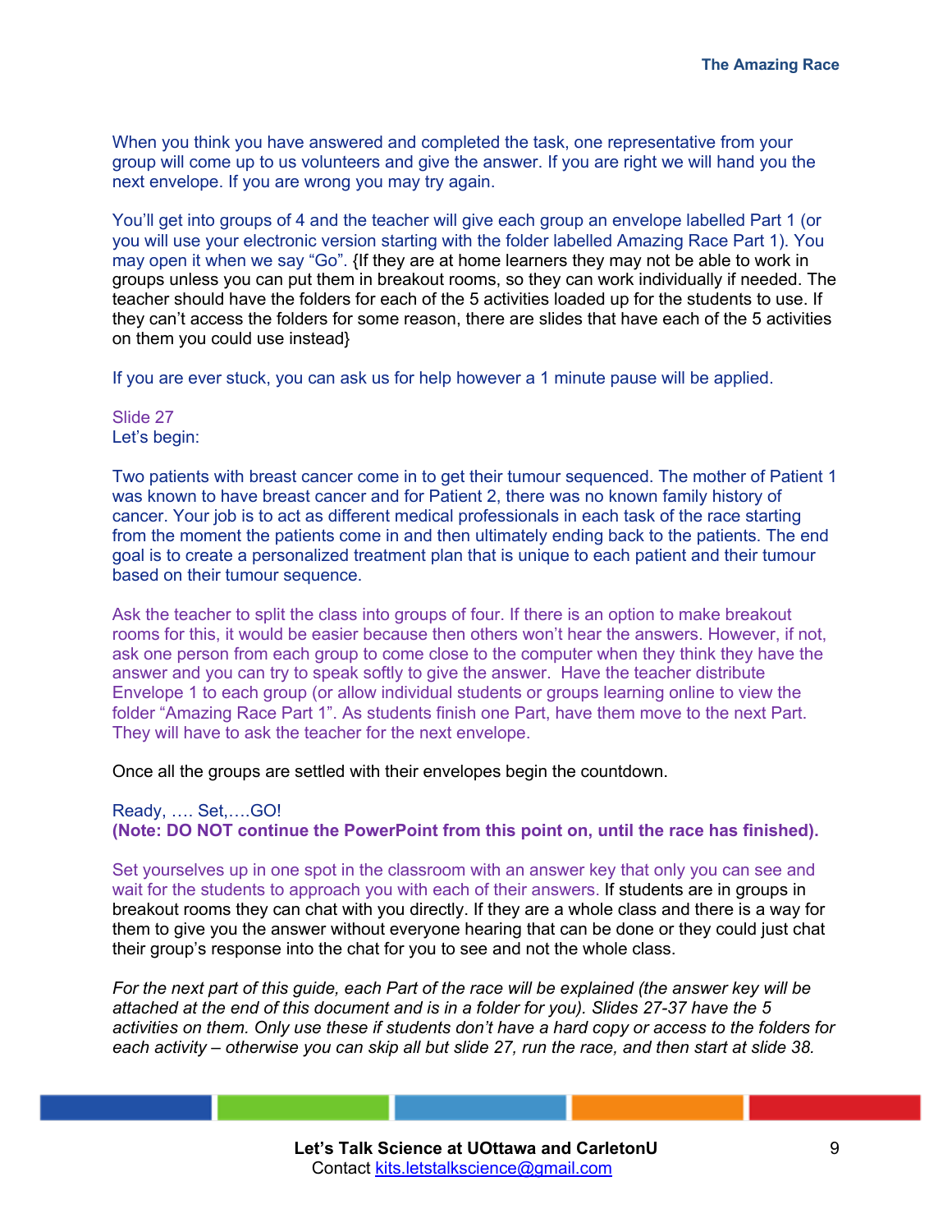When you think you have answered and completed the task, one representative from your group will come up to us volunteers and give the answer. If you are right we will hand you the next envelope. If you are wrong you may try again.

You'll get into groups of 4 and the teacher will give each group an envelope labelled Part 1 (or you will use your electronic version starting with the folder labelled Amazing Race Part 1). You may open it when we say "Go". {If they are at home learners they may not be able to work in groups unless you can put them in breakout rooms, so they can work individually if needed. The teacher should have the folders for each of the 5 activities loaded up for the students to use. If they can't access the folders for some reason, there are slides that have each of the 5 activities on them you could use instead}

If you are ever stuck, you can ask us for help however a 1 minute pause will be applied.

Slide 27
Let's begin:

Two patients with breast cancer come in to get their tumour sequenced. The mother of Patient 1 was known to have breast cancer and for Patient 2, there was no known family history of cancer. Your job is to act as different medical professionals in each task of the race starting from the moment the patients come in and then ultimately ending back to the patients. The end goal is to create a personalized treatment plan that is unique to each patient and their tumour based on their tumour sequence.

Ask the teacher to split the class into groups of four. If there is an option to make breakout rooms for this, it would be easier because then others won't hear the answers. However, if not, ask one person from each group to come close to the computer when they think they have the answer and you can try to speak softly to give the answer. Have the teacher distribute Envelope 1 to each group (or allow individual students or groups learning online to view the folder "Amazing Race Part 1". As students finish one Part, have them move to the next Part. They will have to ask the teacher for the next envelope.

Once all the groups are settled with their envelopes begin the countdown.

Ready, …. Set,….GO!
**(Note: DO NOT continue the PowerPoint from this point on, until the race has finished).**

Set yourselves up in one spot in the classroom with an answer key that only you can see and wait for the students to approach you with each of their answers. If students are in groups in breakout rooms they can chat with you directly. If they are a whole class and there is a way for them to give you the answer without everyone hearing that can be done or they could just chat their group's response into the chat for you to see and not the whole class.

*For the next part of this guide, each Part of the race will be explained (the answer key will be attached at the end of this document and is in a folder for you). Slides 27-37 have the 5 activities on them. Only use these if students don't have a hard copy or access to the folders for each activity – otherwise you can skip all but slide 27, run the race, and then start at slide 38.*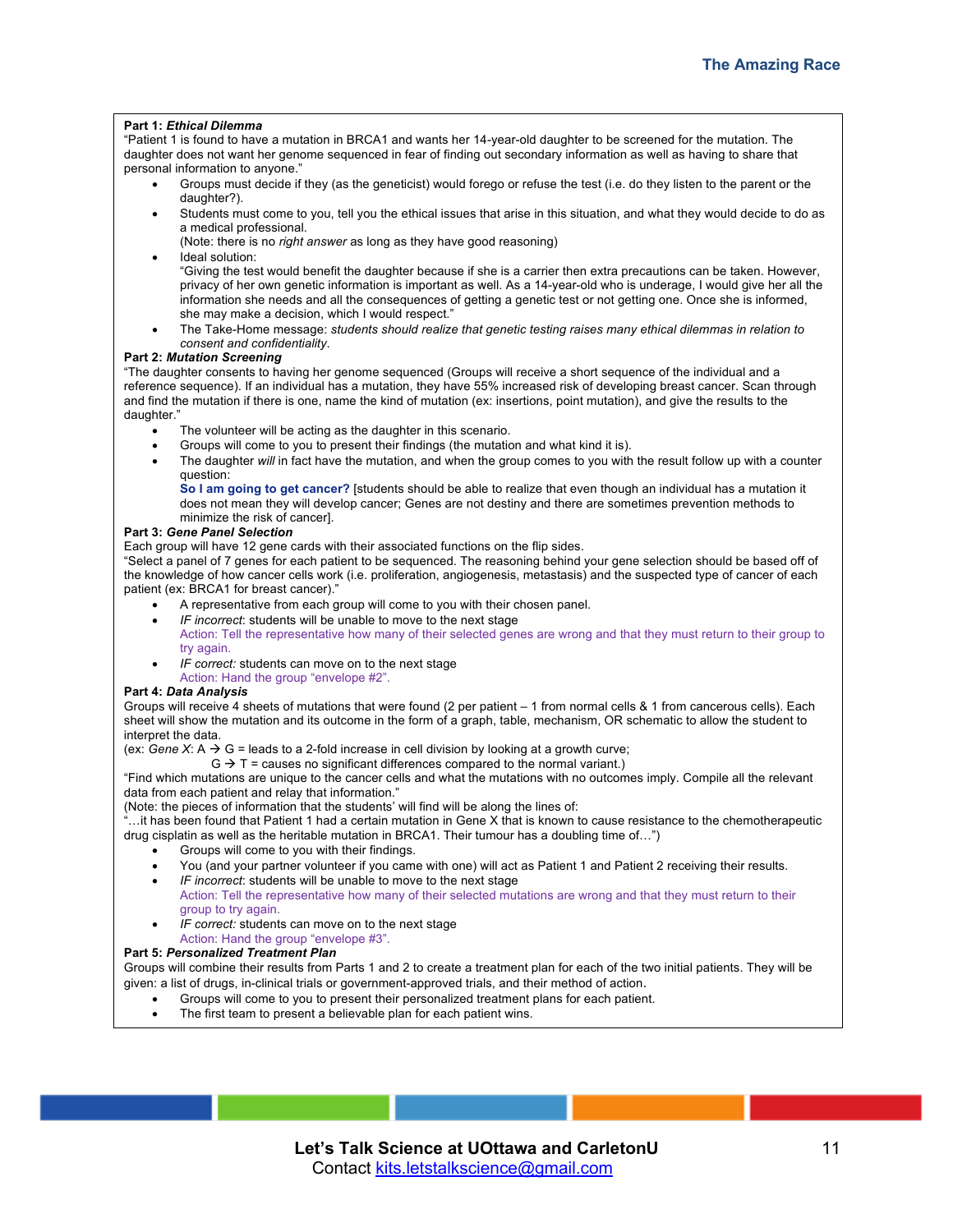**Part 1: *Ethical Dilemma***

"Patient 1 is found to have a mutation in BRCA1 and wants her 14-year-old daughter to be screened for the mutation. The daughter does not want her genome sequenced in fear of finding out secondary information as well as having to share that personal information to anyone."

- Groups must decide if they (as the geneticist) would forego or refuse the test (i.e. do they listen to the parent or the daughter?).
- Students must come to you, tell you the ethical issues that arise in this situation, and what they would decide to do as a medical professional.
  (Note: there is no *right answer* as long as they have good reasoning)
- Ideal solution:
  "Giving the test would benefit the daughter because if she is a carrier then extra precautions can be taken. However, privacy of her own genetic information is important as well. As a 14-year-old who is underage, I would give her all the information she needs and all the consequences of getting a genetic test or not getting one. Once she is informed, she may make a decision, which I would respect."
- The Take-Home message: *students should realize that genetic testing raises many ethical dilemmas in relation to consent and confidentiality*.

**Part 2: *Mutation Screening***

"The daughter consents to having her genome sequenced (Groups will receive a short sequence of the individual and a reference sequence). If an individual has a mutation, they have 55% increased risk of developing breast cancer. Scan through and find the mutation if there is one, name the kind of mutation (ex: insertions, point mutation), and give the results to the daughter."

- The volunteer will be acting as the daughter in this scenario.
- Groups will come to you to present their findings (the mutation and what kind it is).
- The daughter *will* in fact have the mutation, and when the group comes to you with the result follow up with a counter question:
  **So I am going to get cancer?** [students should be able to realize that even though an individual has a mutation it does not mean they will develop cancer; Genes are not destiny and there are sometimes prevention methods to minimize the risk of cancer].

**Part 3: *Gene Panel Selection***

Each group will have 12 gene cards with their associated functions on the flip sides.

"Select a panel of 7 genes for each patient to be sequenced. The reasoning behind your gene selection should be based off of the knowledge of how cancer cells work (i.e. proliferation, angiogenesis, metastasis) and the suspected type of cancer of each patient (ex: BRCA1 for breast cancer)."

- A representative from each group will come to you with their chosen panel.
- *IF incorrect*: students will be unable to move to the next stage
  Action: Tell the representative how many of their selected genes are wrong and that they must return to their group to try again.
- *IF correct:* students can move on to the next stage
  Action: Hand the group "envelope #2".

**Part 4: *Data Analysis***

Groups will receive 4 sheets of mutations that were found (2 per patient – 1 from normal cells & 1 from cancerous cells). Each sheet will show the mutation and its outcome in the form of a graph, table, mechanism, OR schematic to allow the student to interpret the data.

(ex: *Gene X*: A → G = leads to a 2-fold increase in cell division by looking at a growth curve;
G → T = causes no significant differences compared to the normal variant.)

"Find which mutations are unique to the cancer cells and what the mutations with no outcomes imply. Compile all the relevant data from each patient and relay that information."

(Note: the pieces of information that the students' will find will be along the lines of:
"…it has been found that Patient 1 had a certain mutation in Gene X that is known to cause resistance to the chemotherapeutic drug cisplatin as well as the heritable mutation in BRCA1. Their tumour has a doubling time of…")

- Groups will come to you with their findings.
- You (and your partner volunteer if you came with one) will act as Patient 1 and Patient 2 receiving their results.
- *IF incorrect*: students will be unable to move to the next stage
  Action: Tell the representative how many of their selected mutations are wrong and that they must return to their group to try again.
- *IF correct:* students can move on to the next stage
  Action: Hand the group "envelope #3".

**Part 5: *Personalized Treatment Plan***

Groups will combine their results from Parts 1 and 2 to create a treatment plan for each of the two initial patients. They will be given: a list of drugs, in-clinical trials or government-approved trials, and their method of action.

- Groups will come to you to present their personalized treatment plans for each patient.
- The first team to present a believable plan for each patient wins.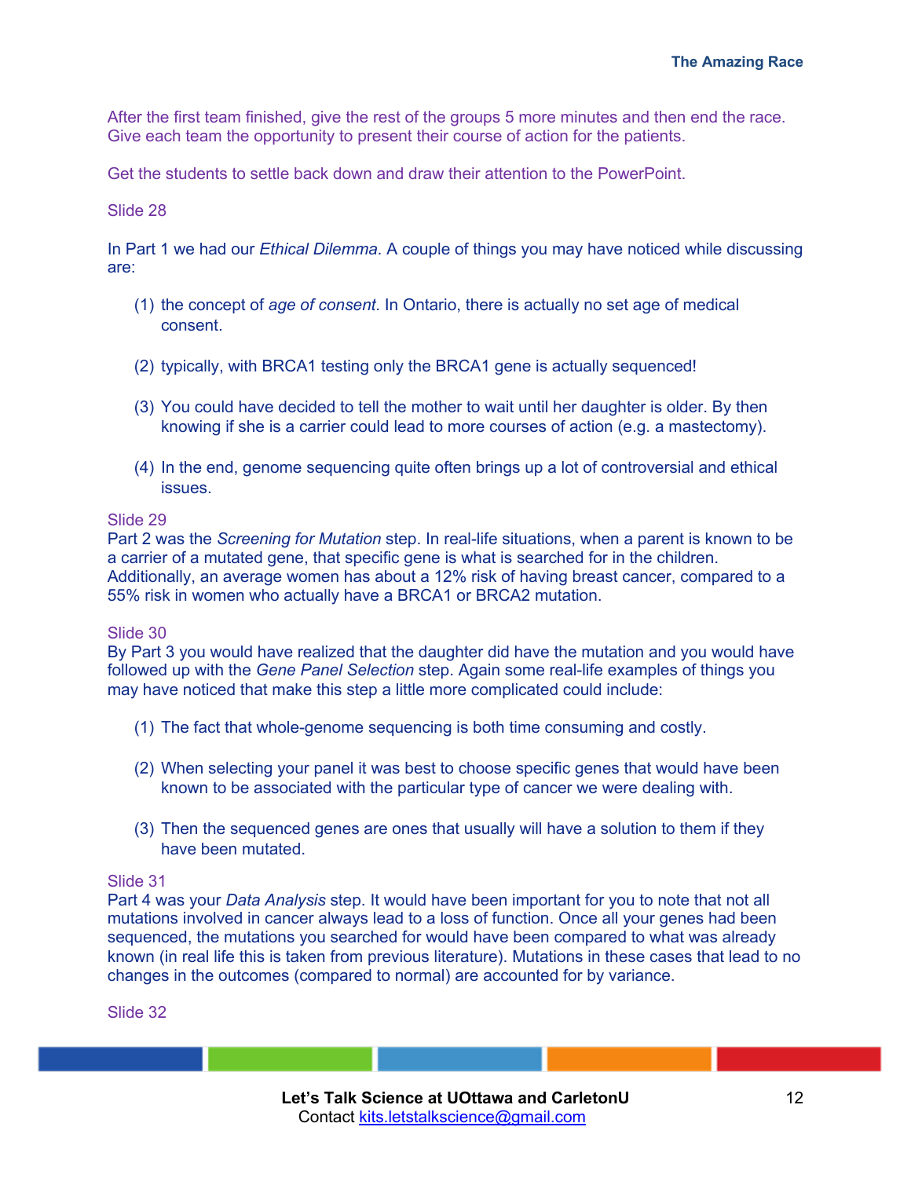After the first team finished, give the rest of the groups 5 more minutes and then end the race. Give each team the opportunity to present their course of action for the patients.

Get the students to settle back down and draw their attention to the PowerPoint.

Slide 28

In Part 1 we had our *Ethical Dilemma*. A couple of things you may have noticed while discussing are:

(1) the concept of *age of consent*. In Ontario, there is actually no set age of medical consent.

(2) typically, with BRCA1 testing only the BRCA1 gene is actually sequenced!

(3) You could have decided to tell the mother to wait until her daughter is older. By then knowing if she is a carrier could lead to more courses of action (e.g. a mastectomy).

(4) In the end, genome sequencing quite often brings up a lot of controversial and ethical issues.

Slide 29

Part 2 was the *Screening for Mutation* step. In real-life situations, when a parent is known to be a carrier of a mutated gene, that specific gene is what is searched for in the children. Additionally, an average women has about a 12% risk of having breast cancer, compared to a 55% risk in women who actually have a BRCA1 or BRCA2 mutation.

Slide 30

By Part 3 you would have realized that the daughter did have the mutation and you would have followed up with the *Gene Panel Selection* step. Again some real-life examples of things you may have noticed that make this step a little more complicated could include:

(1) The fact that whole-genome sequencing is both time consuming and costly.

(2) When selecting your panel it was best to choose specific genes that would have been known to be associated with the particular type of cancer we were dealing with.

(3) Then the sequenced genes are ones that usually will have a solution to them if they have been mutated.

Slide 31

Part 4 was your *Data Analysis* step. It would have been important for you to note that not all mutations involved in cancer always lead to a loss of function. Once all your genes had been sequenced, the mutations you searched for would have been compared to what was already known (in real life this is taken from previous literature). Mutations in these cases that lead to no changes in the outcomes (compared to normal) are accounted for by variance.

Slide 32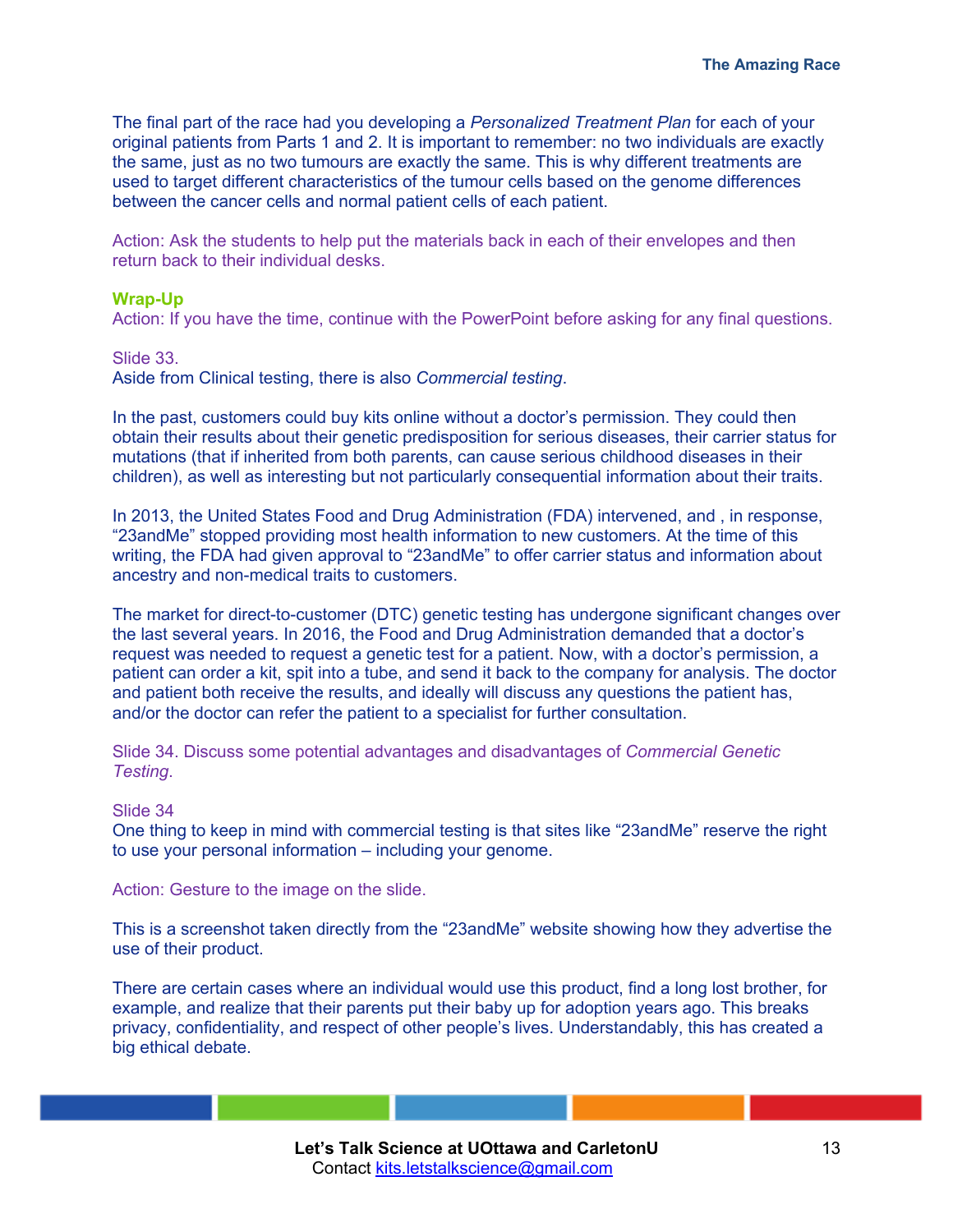The final part of the race had you developing a *Personalized Treatment Plan* for each of your original patients from Parts 1 and 2. It is important to remember: no two individuals are exactly the same, just as no two tumours are exactly the same. This is why different treatments are used to target different characteristics of the tumour cells based on the genome differences between the cancer cells and normal patient cells of each patient.

Action: Ask the students to help put the materials back in each of their envelopes and then return back to their individual desks.

**Wrap-Up**

Action: If you have the time, continue with the PowerPoint before asking for any final questions.

Slide 33.

Aside from Clinical testing, there is also *Commercial testing*.

In the past, customers could buy kits online without a doctor's permission. They could then obtain their results about their genetic predisposition for serious diseases, their carrier status for mutations (that if inherited from both parents, can cause serious childhood diseases in their children), as well as interesting but not particularly consequential information about their traits.

In 2013, the United States Food and Drug Administration (FDA) intervened, and , in response, "23andMe" stopped providing most health information to new customers. At the time of this writing, the FDA had given approval to "23andMe" to offer carrier status and information about ancestry and non-medical traits to customers.

The market for direct-to-customer (DTC) genetic testing has undergone significant changes over the last several years. In 2016, the Food and Drug Administration demanded that a doctor's request was needed to request a genetic test for a patient. Now, with a doctor's permission, a patient can order a kit, spit into a tube, and send it back to the company for analysis. The doctor and patient both receive the results, and ideally will discuss any questions the patient has, and/or the doctor can refer the patient to a specialist for further consultation.

Slide 34. Discuss some potential advantages and disadvantages of *Commercial Genetic Testing*.

Slide 34

One thing to keep in mind with commercial testing is that sites like "23andMe" reserve the right to use your personal information – including your genome.

Action: Gesture to the image on the slide.

This is a screenshot taken directly from the "23andMe" website showing how they advertise the use of their product.

There are certain cases where an individual would use this product, find a long lost brother, for example, and realize that their parents put their baby up for adoption years ago. This breaks privacy, confidentiality, and respect of other people's lives. Understandably, this has created a big ethical debate.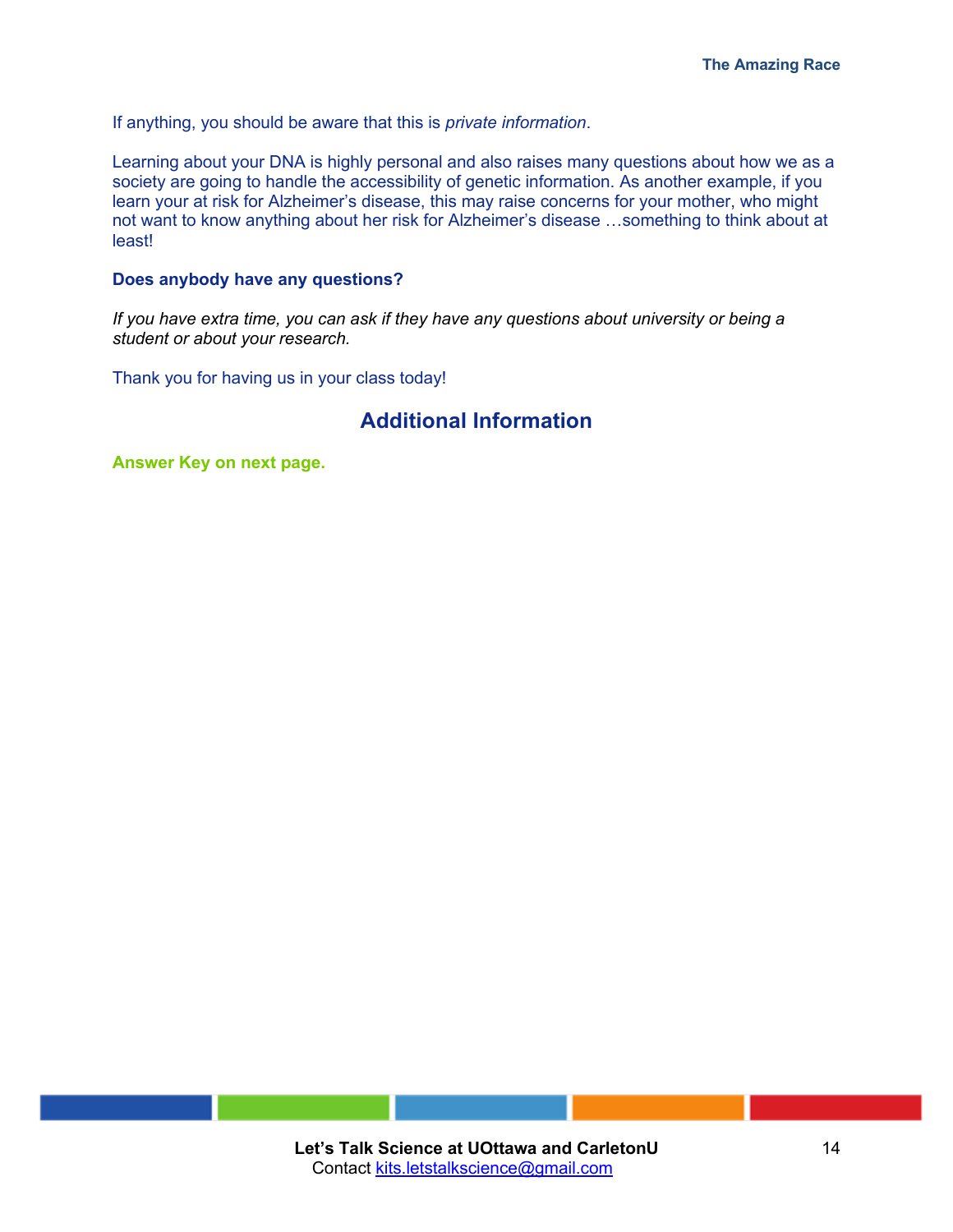If anything, you should be aware that this is *private information*.

Learning about your DNA is highly personal and also raises many questions about how we as a society are going to handle the accessibility of genetic information. As another example, if you learn your at risk for Alzheimer's disease, this may raise concerns for your mother, who might not want to know anything about her risk for Alzheimer's disease …something to think about at least!

**Does anybody have any questions?**

*If you have extra time, you can ask if they have any questions about university or being a student or about your research.*

Thank you for having us in your class today!

## Additional Information

**Answer Key on next page.**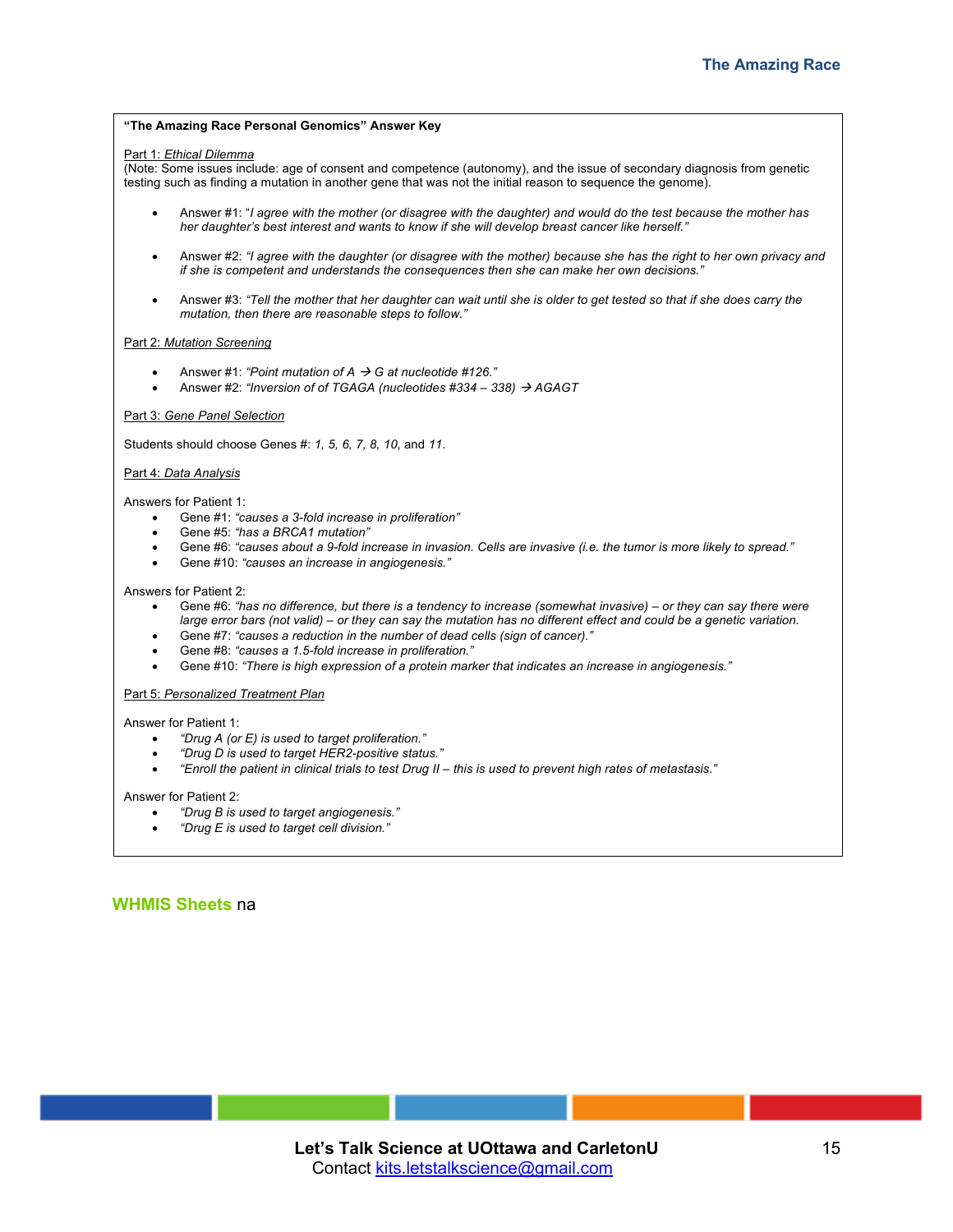**"The Amazing Race Personal Genomics" Answer Key**

Part 1: *Ethical Dilemma*
(Note: Some issues include: age of consent and competence (autonomy), and the issue of secondary diagnosis from genetic testing such as finding a mutation in another gene that was not the initial reason to sequence the genome).

- Answer #1: "*I agree with the mother (or disagree with the daughter) and would do the test because the mother has her daughter's best interest and wants to know if she will develop breast cancer like herself.*"

- Answer #2: *"I agree with the daughter (or disagree with the mother) because she has the right to her own privacy and if she is competent and understands the consequences then she can make her own decisions."*

- Answer #3: *"Tell the mother that her daughter can wait until she is older to get tested so that if she does carry the mutation, then there are reasonable steps to follow."*

Part 2: *Mutation Screening*

- Answer #1: *"Point mutation of A → G at nucleotide #126."*
- Answer #2: *"Inversion of of TGAGA (nucleotides #334 – 338) → AGAGT*

Part 3: *Gene Panel Selection*

Students should choose Genes #: *1, 5, 6, 7, 8, 10*, and *11*.

Part 4: *Data Analysis*

Answers for Patient 1:

- Gene #1: *"causes a 3-fold increase in proliferation"*
- Gene #5: *"has a BRCA1 mutation"*
- Gene #6: *"causes about a 9-fold increase in invasion. Cells are invasive (i.e. the tumor is more likely to spread."*
- Gene #10: *"causes an increase in angiogenesis."*

Answers for Patient 2:

- Gene #6: *"has no difference, but there is a tendency to increase (somewhat invasive) – or they can say there were large error bars (not valid) – or they can say the mutation has no different effect and could be a genetic variation.*
- Gene #7: *"causes a reduction in the number of dead cells (sign of cancer)."*
- Gene #8: *"causes a 1.5-fold increase in proliferation."*
- Gene #10: *"There is high expression of a protein marker that indicates an increase in angiogenesis."*

Part 5: *Personalized Treatment Plan*

Answer for Patient 1:

- *"Drug A (or E) is used to target proliferation."*
- *"Drug D is used to target HER2-positive status."*
- *"Enroll the patient in clinical trials to test Drug II – this is used to prevent high rates of metastasis."*

Answer for Patient 2:

- *"Drug B is used to target angiogenesis."*
- *"Drug E is used to target cell division."*

**WHMIS Sheets** na